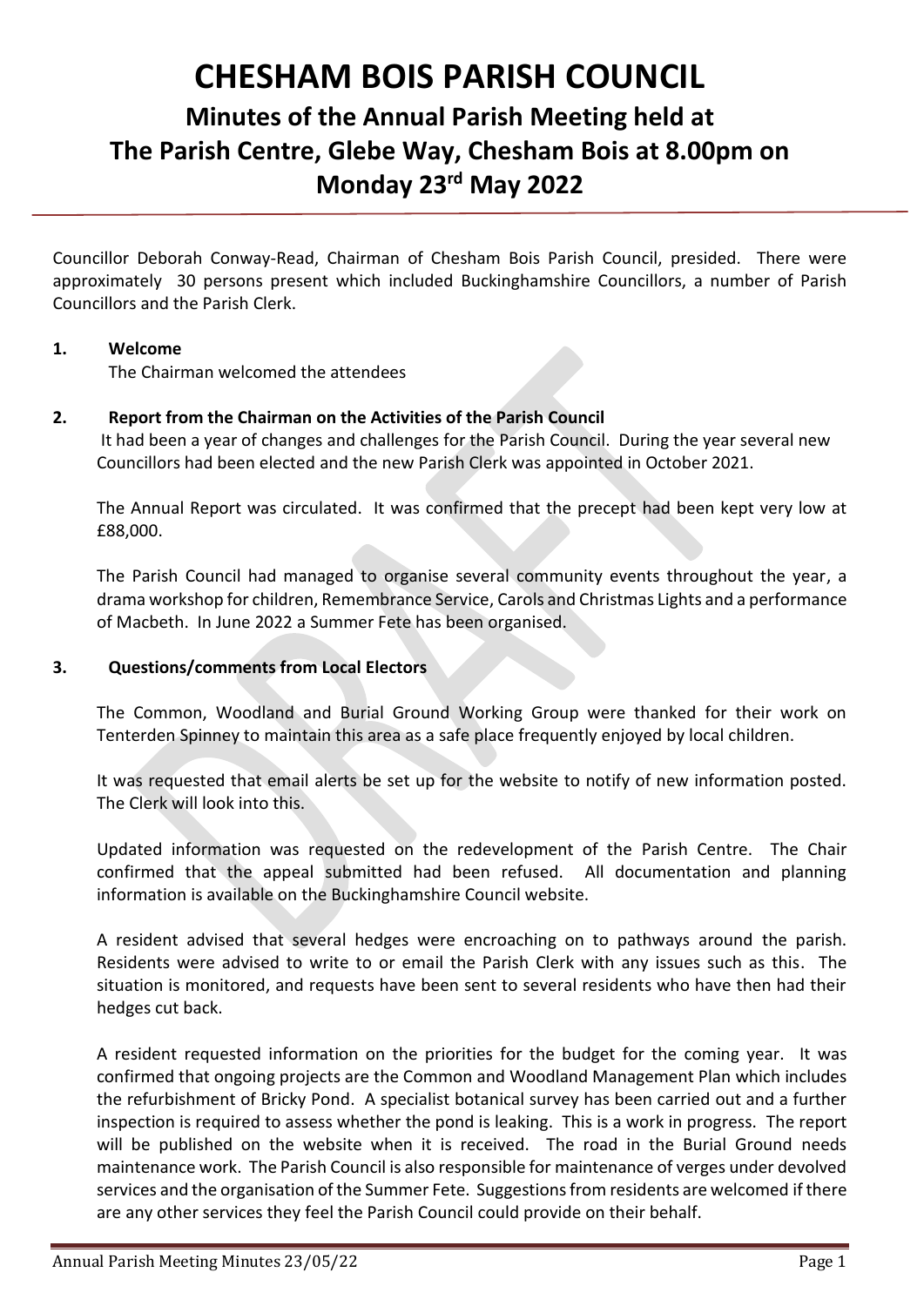# CHESHAM BOIS PARISH COUNCIL

## Minutes of the Annual Parish Meeting held at The Parish Centre, Glebe Way, Chesham Bois at 8.00pm on Monday 23rd May 2022

Councillor Deborah Conway-Read, Chairman of Chesham Bois Parish Council, presided. There were approximately 30 persons present which included Buckinghamshire Councillors, a number of Parish Councillors and the Parish Clerk.

**1. Welcome**

The Chairman welcomed the attendees

**2. Report from the Chairman on the Activities of the Parish Council**

It had been a year of changes and challenges for the Parish Council. During the year several new Councillors had been elected and the new Parish Clerk was appointed in October 2021.

The Annual Report was circulated. It was confirmed that the precept had been kept very low at £88,000.

The Parish Council had managed to organise several community events throughout the year, a drama workshop for children, Remembrance Service, Carols and Christmas Lights and a performance of Macbeth. In June 2022 a Summer Fete has been organised.

**3. Questions/comments from Local Electors**

The Common, Woodland and Burial Ground Working Group were thanked for their work on Tenterden Spinney to maintain this area as a safe place frequently enjoyed by local children.

It was requested that email alerts be set up for the website to notify of new information posted. The Clerk will look into this.

Updated information was requested on the redevelopment of the Parish Centre. The Chair confirmed that the appeal submitted had been refused. All documentation and planning information is available on the Buckinghamshire Council website.

A resident advised that several hedges were encroaching on to pathways around the parish. Residents were advised to write to or email the Parish Clerk with any issues such as this. The situation is monitored, and requests have been sent to several residents who have then had their hedges cut back.

A resident requested information on the priorities for the budget for the coming year. It was confirmed that ongoing projects are the Common and Woodland Management Plan which includes the refurbishment of Bricky Pond. A specialist botanical survey has been carried out and a further inspection is required to assess whether the pond is leaking. This is a work in progress. The report will be published on the website when it is received. The road in the Burial Ground needs maintenance work. The Parish Council is also responsible for maintenance of verges under devolved services and the organisation of the Summer Fete. Suggestions from residents are welcomed if there are any other services they feel the Parish Council could provide on their behalf.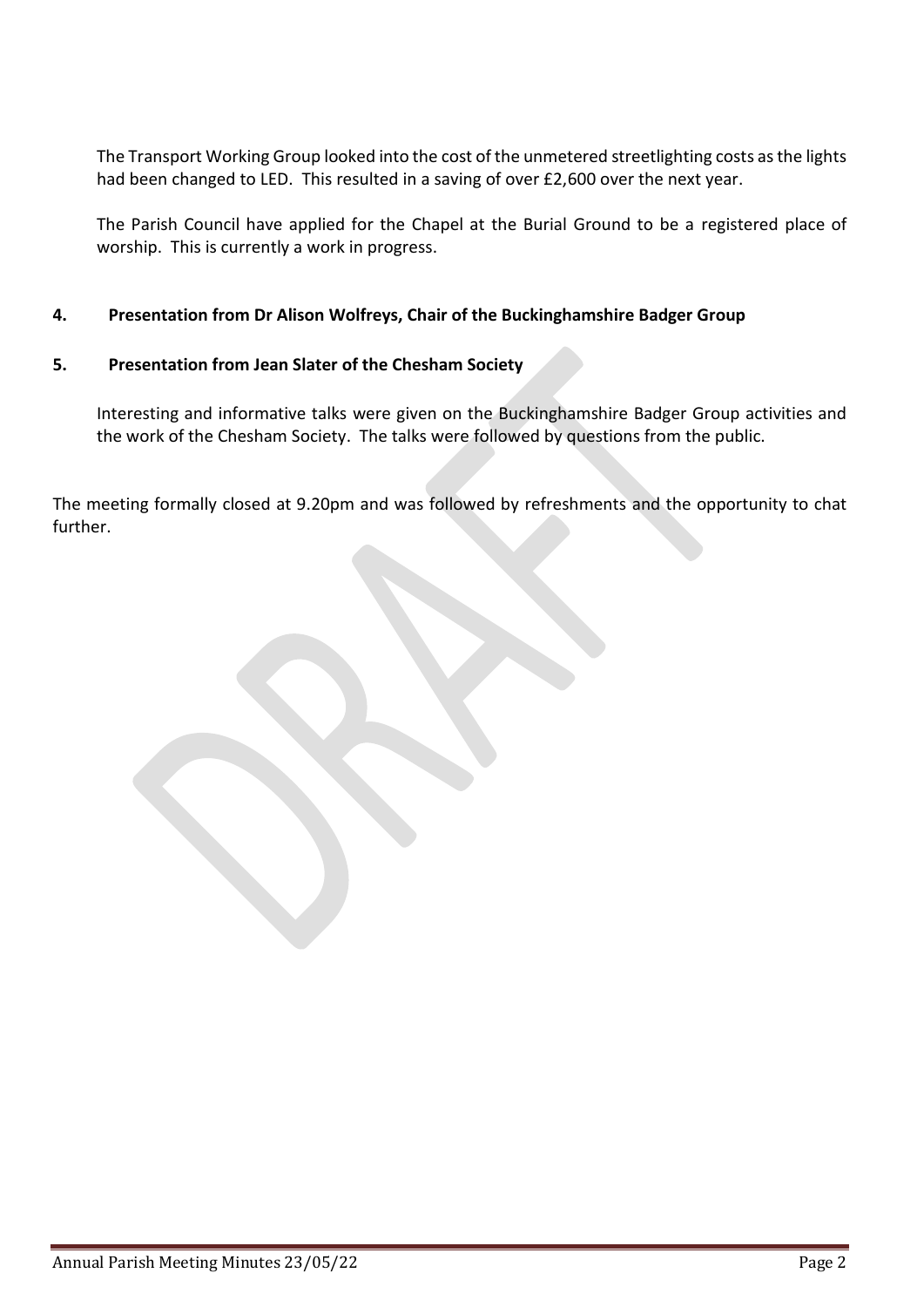The Transport Working Group looked into the cost of the unmetered streetlighting costs as the lights had been changed to LED. This resulted in a saving of over £2,600 over the next year.

The Parish Council have applied for the Chapel at the Burial Ground to be a registered place of worship. This is currently a work in progress.

**4. Presentation from Dr Alison Wolfreys, Chair of the Buckinghamshire Badger Group**

**5. Presentation from Jean Slater of the Chesham Society**

Interesting and informative talks were given on the Buckinghamshire Badger Group activities and the work of the Chesham Society. The talks were followed by questions from the public.

The meeting formally closed at 9.20pm and was followed by refreshments and the opportunity to chat further.